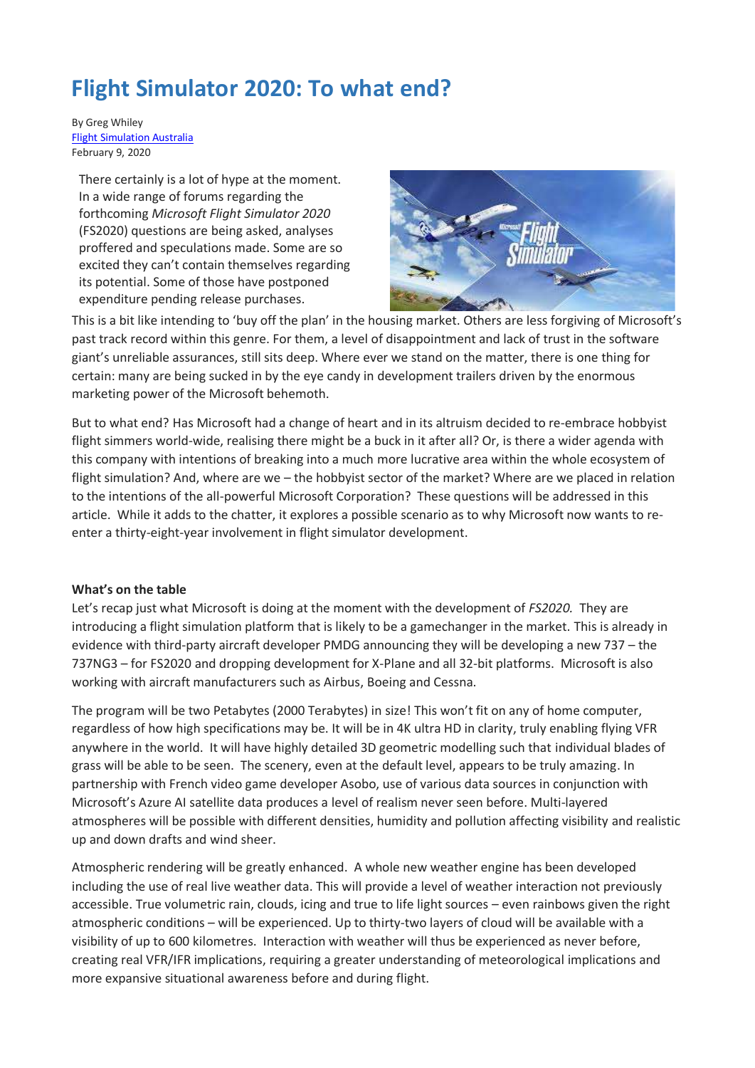# Flight Simulator 2020: To what end?

By Greg Whiley
Flight Simulation Australia
February 9, 2020

There certainly is a lot of hype at the moment. In a wide range of forums regarding the forthcoming *Microsoft Flight Simulator 2020* (FS2020) questions are being asked, analyses proffered and speculations made. Some are so excited they can't contain themselves regarding its potential. Some of those have postponed expenditure pending release purchases. This is a bit like intending to 'buy off the plan' in the housing market. Others are less forgiving of Microsoft's past track record within this genre. For them, a level of disappointment and lack of trust in the software giant's unreliable assurances, still sits deep. Where ever we stand on the matter, there is one thing for certain: many are being sucked in by the eye candy in development trailers driven by the enormous marketing power of the Microsoft behemoth.

But to what end? Has Microsoft had a change of heart and in its altruism decided to re-embrace hobbyist flight simmers world-wide, realising there might be a buck in it after all? Or, is there a wider agenda with this company with intentions of breaking into a much more lucrative area within the whole ecosystem of flight simulation? And, where are we – the hobbyist sector of the market? Where are we placed in relation to the intentions of the all-powerful Microsoft Corporation? These questions will be addressed in this article. While it adds to the chatter, it explores a possible scenario as to why Microsoft now wants to re-enter a thirty-eight-year involvement in flight simulator development.

**What's on the table**

Let's recap just what Microsoft is doing at the moment with the development of *FS2020.* They are introducing a flight simulation platform that is likely to be a gamechanger in the market. This is already in evidence with third-party aircraft developer PMDG announcing they will be developing a new 737 – the 737NG3 – for FS2020 and dropping development for X-Plane and all 32-bit platforms. Microsoft is also working with aircraft manufacturers such as Airbus, Boeing and Cessna.

The program will be two Petabytes (2000 Terabytes) in size! This won't fit on any of home computer, regardless of how high specifications may be. It will be in 4K ultra HD in clarity, truly enabling flying VFR anywhere in the world. It will have highly detailed 3D geometric modelling such that individual blades of grass will be able to be seen. The scenery, even at the default level, appears to be truly amazing. In partnership with French video game developer Asobo, use of various data sources in conjunction with Microsoft's Azure AI satellite data produces a level of realism never seen before. Multi-layered atmospheres will be possible with different densities, humidity and pollution affecting visibility and realistic up and down drafts and wind sheer.

Atmospheric rendering will be greatly enhanced. A whole new weather engine has been developed including the use of real live weather data. This will provide a level of weather interaction not previously accessible. True volumetric rain, clouds, icing and true to life light sources – even rainbows given the right atmospheric conditions – will be experienced. Up to thirty-two layers of cloud will be available with a visibility of up to 600 kilometres. Interaction with weather will thus be experienced as never before, creating real VFR/IFR implications, requiring a greater understanding of meteorological implications and more expansive situational awareness before and during flight.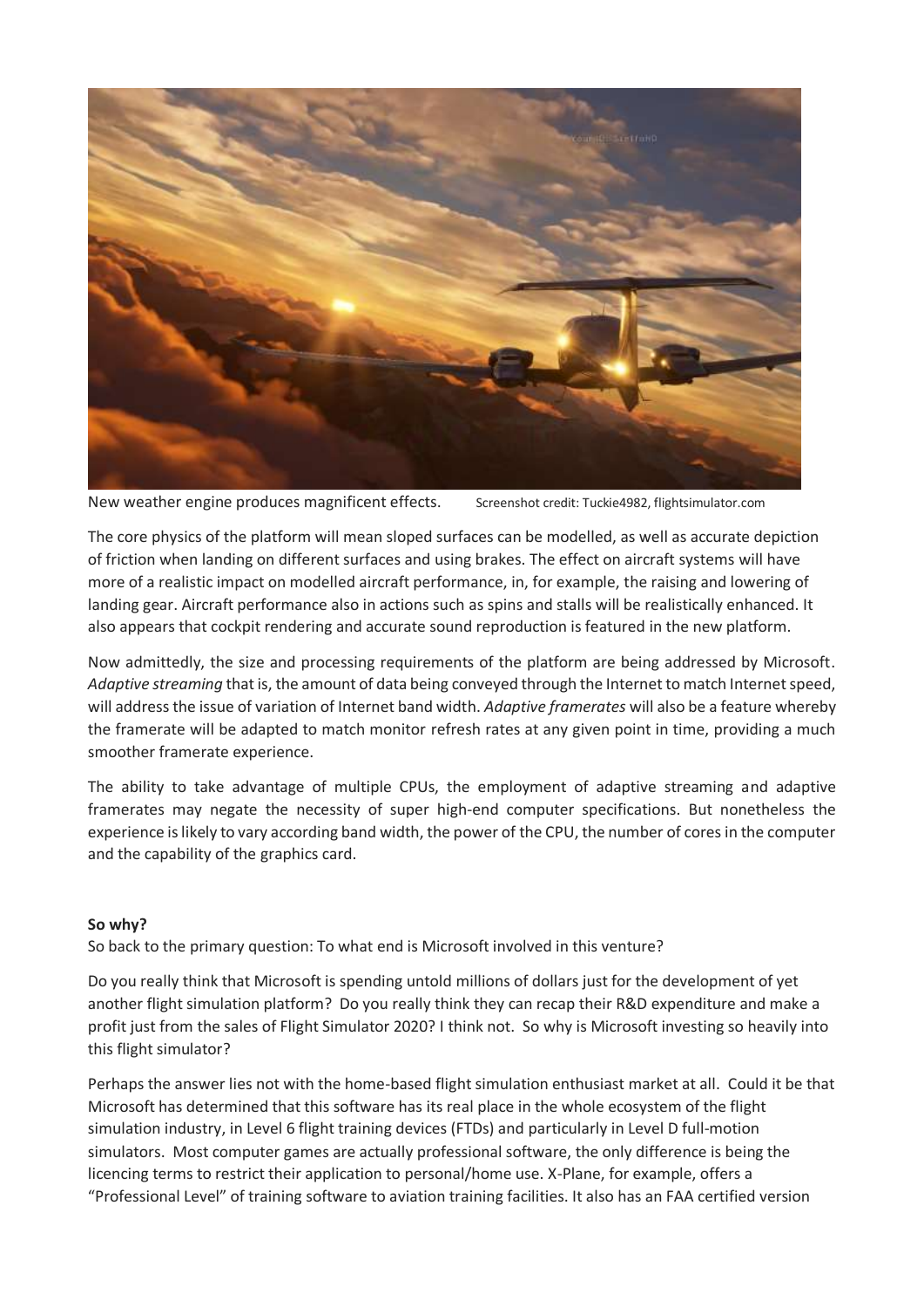New weather engine produces magnificent effects. Screenshot credit: Tuckie4982, flightsimulator.com

The core physics of the platform will mean sloped surfaces can be modelled, as well as accurate depiction of friction when landing on different surfaces and using brakes. The effect on aircraft systems will have more of a realistic impact on modelled aircraft performance, in, for example, the raising and lowering of landing gear. Aircraft performance also in actions such as spins and stalls will be realistically enhanced. It also appears that cockpit rendering and accurate sound reproduction is featured in the new platform.

Now admittedly, the size and processing requirements of the platform are being addressed by Microsoft. *Adaptive streaming* that is, the amount of data being conveyed through the Internet to match Internet speed, will address the issue of variation of Internet band width. *Adaptive framerates* will also be a feature whereby the framerate will be adapted to match monitor refresh rates at any given point in time, providing a much smoother framerate experience.

The ability to take advantage of multiple CPUs, the employment of adaptive streaming and adaptive framerates may negate the necessity of super high-end computer specifications. But nonetheless the experience is likely to vary according band width, the power of the CPU, the number of cores in the computer and the capability of the graphics card.

**So why?**

So back to the primary question: To what end is Microsoft involved in this venture?

Do you really think that Microsoft is spending untold millions of dollars just for the development of yet another flight simulation platform? Do you really think they can recap their R&D expenditure and make a profit just from the sales of Flight Simulator 2020? I think not. So why is Microsoft investing so heavily into this flight simulator?

Perhaps the answer lies not with the home-based flight simulation enthusiast market at all. Could it be that Microsoft has determined that this software has its real place in the whole ecosystem of the flight simulation industry, in Level 6 flight training devices (FTDs) and particularly in Level D full-motion simulators. Most computer games are actually professional software, the only difference is being the licencing terms to restrict their application to personal/home use. X-Plane, for example, offers a "Professional Level" of training software to aviation training facilities. It also has an FAA certified version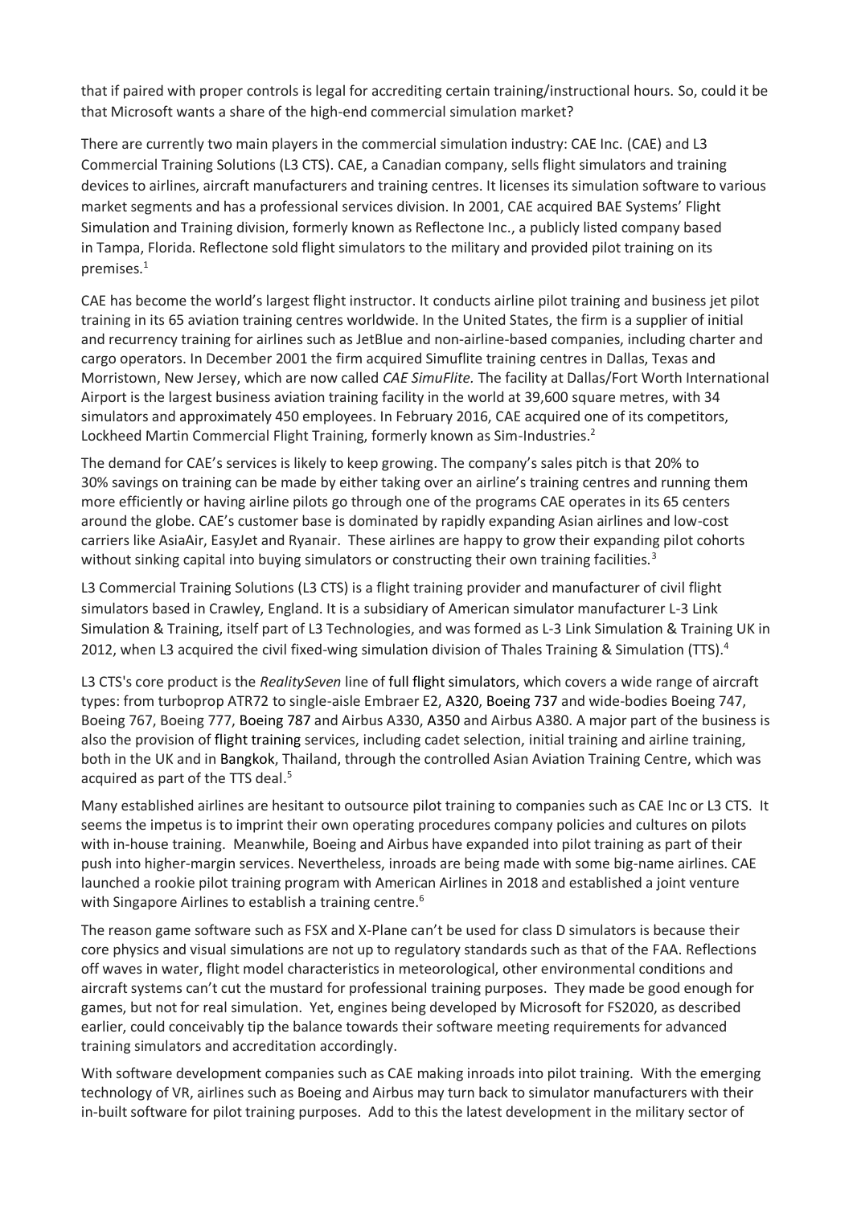that if paired with proper controls is legal for accrediting certain training/instructional hours. So, could it be that Microsoft wants a share of the high-end commercial simulation market?

There are currently two main players in the commercial simulation industry: CAE Inc. (CAE) and L3 Commercial Training Solutions (L3 CTS). CAE, a Canadian company, sells flight simulators and training devices to airlines, aircraft manufacturers and training centres. It licenses its simulation software to various market segments and has a professional services division. In 2001, CAE acquired BAE Systems' Flight Simulation and Training division, formerly known as Reflectone Inc., a publicly listed company based in Tampa, Florida. Reflectone sold flight simulators to the military and provided pilot training on its premises.[1]

CAE has become the world's largest flight instructor. It conducts airline pilot training and business jet pilot training in its 65 aviation training centres worldwide. In the United States, the firm is a supplier of initial and recurrency training for airlines such as JetBlue and non-airline-based companies, including charter and cargo operators. In December 2001 the firm acquired Simuflite training centres in Dallas, Texas and Morristown, New Jersey, which are now called *CAE SimuFlite.* The facility at Dallas/Fort Worth International Airport is the largest business aviation training facility in the world at 39,600 square metres, with 34 simulators and approximately 450 employees. In February 2016, CAE acquired one of its competitors, Lockheed Martin Commercial Flight Training, formerly known as Sim-Industries.[2]

The demand for CAE's services is likely to keep growing. The company's sales pitch is that 20% to 30% savings on training can be made by either taking over an airline's training centres and running them more efficiently or having airline pilots go through one of the programs CAE operates in its 65 centers around the globe. CAE's customer base is dominated by rapidly expanding Asian airlines and low-cost carriers like AsiaAir, EasyJet and Ryanair. These airlines are happy to grow their expanding pilot cohorts without sinking capital into buying simulators or constructing their own training facilities.[3]

L3 Commercial Training Solutions (L3 CTS) is a flight training provider and manufacturer of civil flight simulators based in Crawley, England. It is a subsidiary of American simulator manufacturer L-3 Link Simulation & Training, itself part of L3 Technologies, and was formed as L-3 Link Simulation & Training UK in 2012, when L3 acquired the civil fixed-wing simulation division of Thales Training & Simulation (TTS).[4]

L3 CTS's core product is the *RealitySeven* line of full flight simulators, which covers a wide range of aircraft types: from turboprop ATR72 to single-aisle Embraer E2, A320, Boeing 737 and wide-bodies Boeing 747, Boeing 767, Boeing 777, Boeing 787 and Airbus A330, A350 and Airbus A380. A major part of the business is also the provision of flight training services, including cadet selection, initial training and airline training, both in the UK and in Bangkok, Thailand, through the controlled Asian Aviation Training Centre, which was acquired as part of the TTS deal.[5]

Many established airlines are hesitant to outsource pilot training to companies such as CAE Inc or L3 CTS. It seems the impetus is to imprint their own operating procedures company policies and cultures on pilots with in-house training. Meanwhile, Boeing and Airbus have expanded into pilot training as part of their push into higher-margin services. Nevertheless, inroads are being made with some big-name airlines. CAE launched a rookie pilot training program with American Airlines in 2018 and established a joint venture with Singapore Airlines to establish a training centre.[6]

The reason game software such as FSX and X-Plane can't be used for class D simulators is because their core physics and visual simulations are not up to regulatory standards such as that of the FAA. Reflections off waves in water, flight model characteristics in meteorological, other environmental conditions and aircraft systems can't cut the mustard for professional training purposes. They made be good enough for games, but not for real simulation. Yet, engines being developed by Microsoft for FS2020, as described earlier, could conceivably tip the balance towards their software meeting requirements for advanced training simulators and accreditation accordingly.

With software development companies such as CAE making inroads into pilot training. With the emerging technology of VR, airlines such as Boeing and Airbus may turn back to simulator manufacturers with their in-built software for pilot training purposes. Add to this the latest development in the military sector of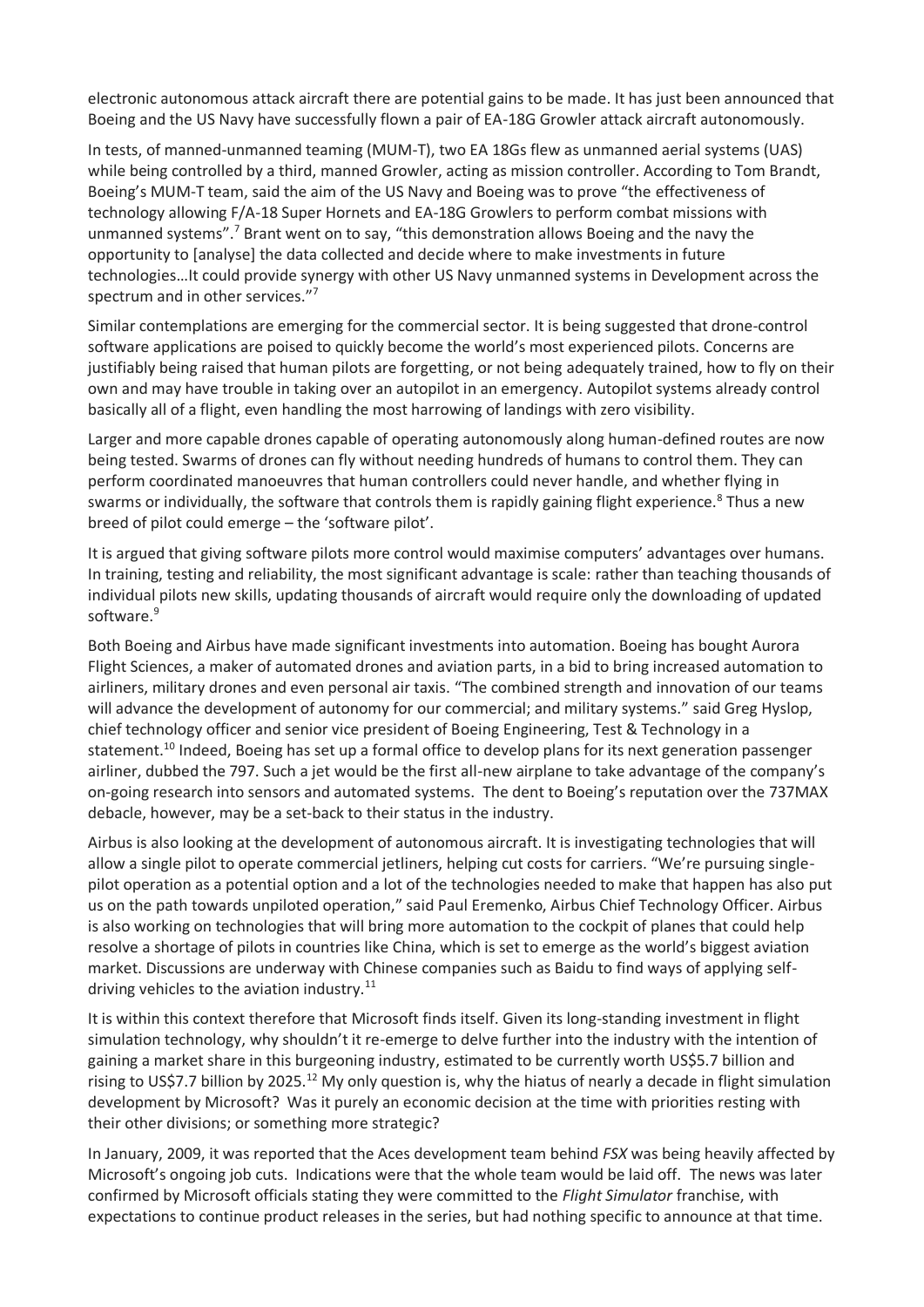electronic autonomous attack aircraft there are potential gains to be made. It has just been announced that Boeing and the US Navy have successfully flown a pair of EA-18G Growler attack aircraft autonomously.

In tests, of manned-unmanned teaming (MUM-T), two EA 18Gs flew as unmanned aerial systems (UAS) while being controlled by a third, manned Growler, acting as mission controller. According to Tom Brandt, Boeing's MUM-T team, said the aim of the US Navy and Boeing was to prove "the effectiveness of technology allowing F/A-18 Super Hornets and EA-18G Growlers to perform combat missions with unmanned systems".[7] Brant went on to say, "this demonstration allows Boeing and the navy the opportunity to [analyse] the data collected and decide where to make investments in future technologies…It could provide synergy with other US Navy unmanned systems in Development across the spectrum and in other services."[7]

Similar contemplations are emerging for the commercial sector. It is being suggested that drone-control software applications are poised to quickly become the world's most experienced pilots. Concerns are justifiably being raised that human pilots are forgetting, or not being adequately trained, how to fly on their own and may have trouble in taking over an autopilot in an emergency. Autopilot systems already control basically all of a flight, even handling the most harrowing of landings with zero visibility.

Larger and more capable drones capable of operating autonomously along human-defined routes are now being tested. Swarms of drones can fly without needing hundreds of humans to control them. They can perform coordinated manoeuvres that human controllers could never handle, and whether flying in swarms or individually, the software that controls them is rapidly gaining flight experience.[8] Thus a new breed of pilot could emerge – the 'software pilot'.

It is argued that giving software pilots more control would maximise computers' advantages over humans. In training, testing and reliability, the most significant advantage is scale: rather than teaching thousands of individual pilots new skills, updating thousands of aircraft would require only the downloading of updated software.[9]

Both Boeing and Airbus have made significant investments into automation. Boeing has bought Aurora Flight Sciences, a maker of automated drones and aviation parts, in a bid to bring increased automation to airliners, military drones and even personal air taxis. "The combined strength and innovation of our teams will advance the development of autonomy for our commercial; and military systems." said Greg Hyslop, chief technology officer and senior vice president of Boeing Engineering, Test & Technology in a statement.[10] Indeed, Boeing has set up a formal office to develop plans for its next generation passenger airliner, dubbed the 797. Such a jet would be the first all-new airplane to take advantage of the company's on-going research into sensors and automated systems. The dent to Boeing's reputation over the 737MAX debacle, however, may be a set-back to their status in the industry.

Airbus is also looking at the development of autonomous aircraft. It is investigating technologies that will allow a single pilot to operate commercial jetliners, helping cut costs for carriers. "We're pursuing single-pilot operation as a potential option and a lot of the technologies needed to make that happen has also put us on the path towards unpiloted operation," said Paul Eremenko, Airbus Chief Technology Officer. Airbus is also working on technologies that will bring more automation to the cockpit of planes that could help resolve a shortage of pilots in countries like China, which is set to emerge as the world's biggest aviation market. Discussions are underway with Chinese companies such as Baidu to find ways of applying self-driving vehicles to the aviation industry.[11]

It is within this context therefore that Microsoft finds itself. Given its long-standing investment in flight simulation technology, why shouldn't it re-emerge to delve further into the industry with the intention of gaining a market share in this burgeoning industry, estimated to be currently worth US$5.7 billion and rising to US$7.7 billion by 2025.[12] My only question is, why the hiatus of nearly a decade in flight simulation development by Microsoft? Was it purely an economic decision at the time with priorities resting with their other divisions; or something more strategic?

In January, 2009, it was reported that the Aces development team behind *FSX* was being heavily affected by Microsoft's ongoing job cuts. Indications were that the whole team would be laid off. The news was later confirmed by Microsoft officials stating they were committed to the *Flight Simulator* franchise, with expectations to continue product releases in the series, but had nothing specific to announce at that time.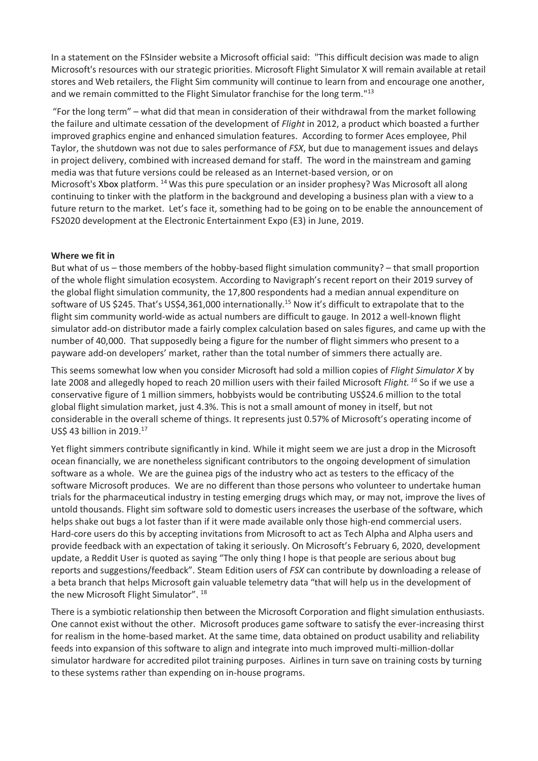In a statement on the FSInsider website a Microsoft official said: "This difficult decision was made to align Microsoft's resources with our strategic priorities. Microsoft Flight Simulator X will remain available at retail stores and Web retailers, the Flight Sim community will continue to learn from and encourage one another, and we remain committed to the Flight Simulator franchise for the long term."[13]

"For the long term" – what did that mean in consideration of their withdrawal from the market following the failure and ultimate cessation of the development of *Flight* in 2012, a product which boasted a further improved graphics engine and enhanced simulation features. According to former Aces employee, Phil Taylor, the shutdown was not due to sales performance of *FSX*, but due to management issues and delays in project delivery, combined with increased demand for staff. The word in the mainstream and gaming media was that future versions could be released as an Internet-based version, or on Microsoft's Xbox platform. [14] Was this pure speculation or an insider prophesy? Was Microsoft all along continuing to tinker with the platform in the background and developing a business plan with a view to a future return to the market. Let's face it, something had to be going on to be enable the announcement of FS2020 development at the Electronic Entertainment Expo (E3) in June, 2019.

**Where we fit in**

But what of us – those members of the hobby-based flight simulation community? – that small proportion of the whole flight simulation ecosystem. According to Navigraph's recent report on their 2019 survey of the global flight simulation community, the 17,800 respondents had a median annual expenditure on software of US $245. That's US$4,361,000 internationally.[15] Now it's difficult to extrapolate that to the flight sim community world-wide as actual numbers are difficult to gauge. In 2012 a well-known flight simulator add-on distributor made a fairly complex calculation based on sales figures, and came up with the number of 40,000. That supposedly being a figure for the number of flight simmers who present to a payware add-on developers' market, rather than the total number of simmers there actually are.

This seems somewhat low when you consider Microsoft had sold a million copies of *Flight Simulator X* by late 2008 and allegedly hoped to reach 20 million users with their failed Microsoft *Flight.* [16] So if we use a conservative figure of 1 million simmers, hobbyists would be contributing US$24.6 million to the total global flight simulation market, just 4.3%. This is not a small amount of money in itself, but not considerable in the overall scheme of things. It represents just 0.57% of Microsoft's operating income of US$ 43 billion in 2019.[17]

Yet flight simmers contribute significantly in kind. While it might seem we are just a drop in the Microsoft ocean financially, we are nonetheless significant contributors to the ongoing development of simulation software as a whole. We are the guinea pigs of the industry who act as testers to the efficacy of the software Microsoft produces. We are no different than those persons who volunteer to undertake human trials for the pharmaceutical industry in testing emerging drugs which may, or may not, improve the lives of untold thousands. Flight sim software sold to domestic users increases the userbase of the software, which helps shake out bugs a lot faster than if it were made available only those high-end commercial users. Hard-core users do this by accepting invitations from Microsoft to act as Tech Alpha and Alpha users and provide feedback with an expectation of taking it seriously. On Microsoft's February 6, 2020, development update, a Reddit User is quoted as saying "The only thing I hope is that people are serious about bug reports and suggestions/feedback". Steam Edition users of *FSX* can contribute by downloading a release of a beta branch that helps Microsoft gain valuable telemetry data "that will help us in the development of the new Microsoft Flight Simulator". [18]

There is a symbiotic relationship then between the Microsoft Corporation and flight simulation enthusiasts. One cannot exist without the other. Microsoft produces game software to satisfy the ever-increasing thirst for realism in the home-based market. At the same time, data obtained on product usability and reliability feeds into expansion of this software to align and integrate into much improved multi-million-dollar simulator hardware for accredited pilot training purposes. Airlines in turn save on training costs by turning to these systems rather than expending on in-house programs.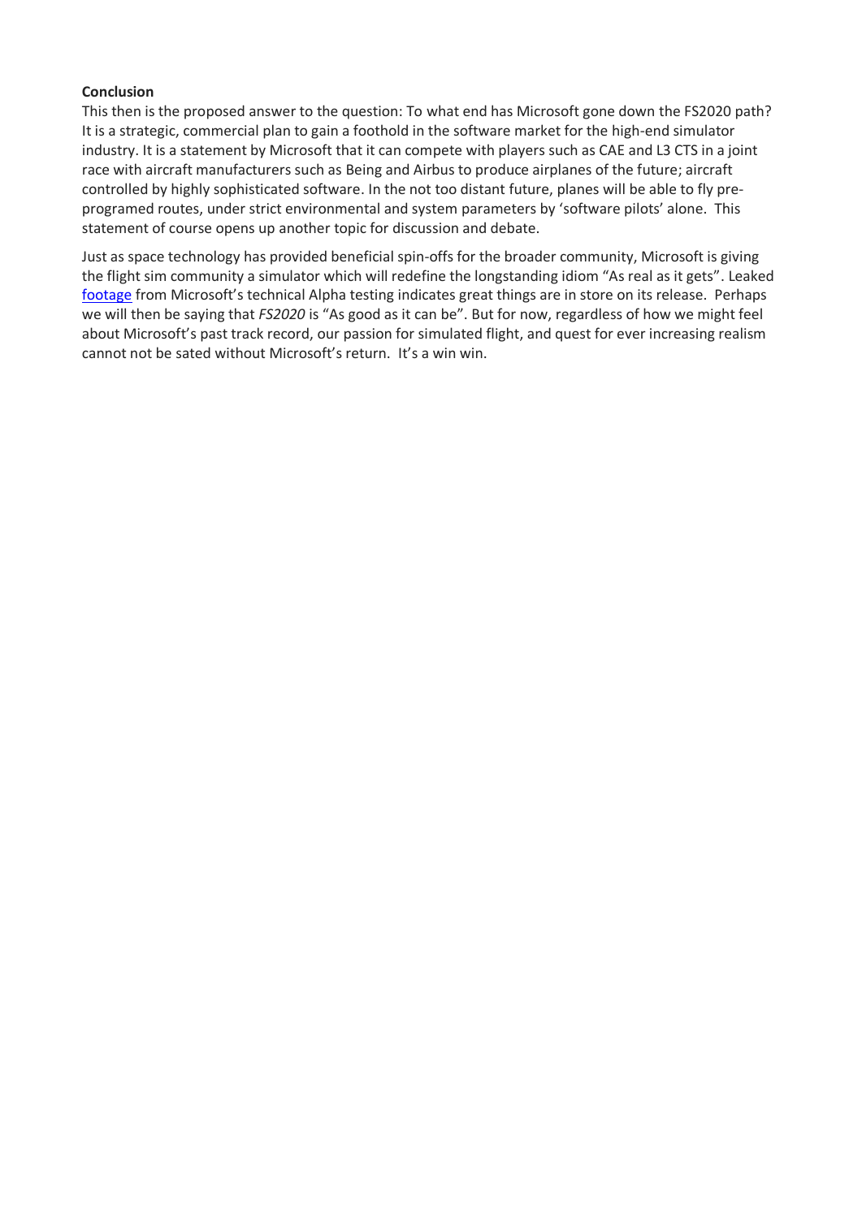**Conclusion**

This then is the proposed answer to the question: To what end has Microsoft gone down the FS2020 path? It is a strategic, commercial plan to gain a foothold in the software market for the high-end simulator industry. It is a statement by Microsoft that it can compete with players such as CAE and L3 CTS in a joint race with aircraft manufacturers such as Being and Airbus to produce airplanes of the future; aircraft controlled by highly sophisticated software. In the not too distant future, planes will be able to fly pre-programed routes, under strict environmental and system parameters by 'software pilots' alone. This statement of course opens up another topic for discussion and debate.

Just as space technology has provided beneficial spin-offs for the broader community, Microsoft is giving the flight sim community a simulator which will redefine the longstanding idiom "As real as it gets". Leaked footage from Microsoft's technical Alpha testing indicates great things are in store on its release. Perhaps we will then be saying that *FS2020* is "As good as it can be". But for now, regardless of how we might feel about Microsoft's past track record, our passion for simulated flight, and quest for ever increasing realism cannot not be sated without Microsoft's return. It's a win win.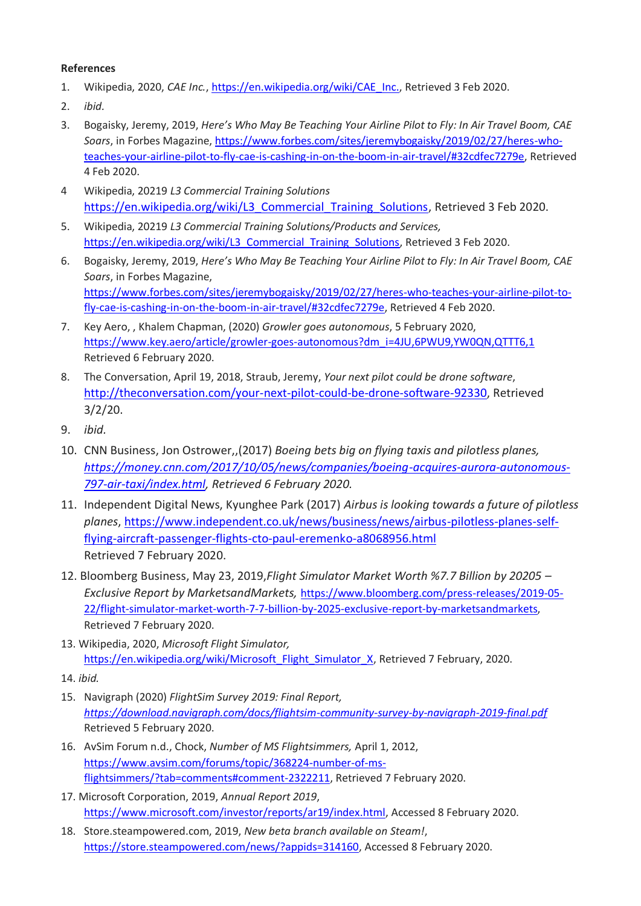**References**

1. Wikipedia, 2020, *CAE Inc.*, https://en.wikipedia.org/wiki/CAE_Inc., Retrieved 3 Feb 2020.
2. *ibid.*
3. Bogaisky, Jeremy, 2019, *Here's Who May Be Teaching Your Airline Pilot to Fly: In Air Travel Boom, CAE Soars*, in Forbes Magazine, https://www.forbes.com/sites/jeremybogaisky/2019/02/27/heres-who-teaches-your-airline-pilot-to-fly-cae-is-cashing-in-on-the-boom-in-air-travel/#32cdfec7279e, Retrieved 4 Feb 2020.
4. Wikipedia, 20219 *L3 Commercial Training Solutions* https://en.wikipedia.org/wiki/L3_Commercial_Training_Solutions, Retrieved 3 Feb 2020.
5. Wikipedia, 20219 *L3 Commercial Training Solutions/Products and Services,* https://en.wikipedia.org/wiki/L3_Commercial_Training_Solutions, Retrieved 3 Feb 2020.
6. Bogaisky, Jeremy, 2019, *Here's Who May Be Teaching Your Airline Pilot to Fly: In Air Travel Boom, CAE Soars*, in Forbes Magazine, https://www.forbes.com/sites/jeremybogaisky/2019/02/27/heres-who-teaches-your-airline-pilot-to-fly-cae-is-cashing-in-on-the-boom-in-air-travel/#32cdfec7279e, Retrieved 4 Feb 2020.
7. Key Aero, , Khalem Chapman, (2020) *Growler goes autonomous*, 5 February 2020, https://www.key.aero/article/growler-goes-autonomous?dm_i=4JU,6PWU9,YW0QN,QTTT6,1 Retrieved 6 February 2020.
8. The Conversation, April 19, 2018, Straub, Jeremy, *Your next pilot could be drone software*, http://theconversation.com/your-next-pilot-could-be-drone-software-92330, Retrieved 3/2/20.
9. *ibid.*
10. CNN Business, Jon Ostrower,,(2017) *Boeing bets big on flying taxis and pilotless planes, https://money.cnn.com/2017/10/05/news/companies/boeing-acquires-aurora-autonomous-797-air-taxi/index.html, Retrieved 6 February 2020.*
11. Independent Digital News, Kyunghee Park (2017) *Airbus is looking towards a future of pilotless planes*, https://www.independent.co.uk/news/business/news/airbus-pilotless-planes-self-flying-aircraft-passenger-flights-cto-paul-eremenko-a8068956.html Retrieved 7 February 2020.
12. Bloomberg Business, May 23, 2019,*Flight Simulator Market Worth %7.7 Billion by 20205 – Exclusive Report by MarketsandMarkets,* https://www.bloomberg.com/press-releases/2019-05-22/flight-simulator-market-worth-7-7-billion-by-2025-exclusive-report-by-marketsandmarkets, Retrieved 7 February 2020.
13. Wikipedia, 2020, *Microsoft Flight Simulator,* https://en.wikipedia.org/wiki/Microsoft_Flight_Simulator_X, Retrieved 7 February, 2020.
14. *ibid.*
15. Navigraph (2020) *FlightSim Survey 2019: Final Report, https://download.navigraph.com/docs/flightsim-community-survey-by-navigraph-2019-final.pdf* Retrieved 5 February 2020.
16. AvSim Forum n.d., Chock, *Number of MS Flightsimmers,* April 1, 2012, https://www.avsim.com/forums/topic/368224-number-of-ms-flightsimmers/?tab=comments#comment-2322211, Retrieved 7 February 2020.
17. Microsoft Corporation, 2019, *Annual Report 2019*, https://www.microsoft.com/investor/reports/ar19/index.html, Accessed 8 February 2020.
18. Store.steampowered.com, 2019, *New beta branch available on Steam!*, https://store.steampowered.com/news/?appids=314160, Accessed 8 February 2020.